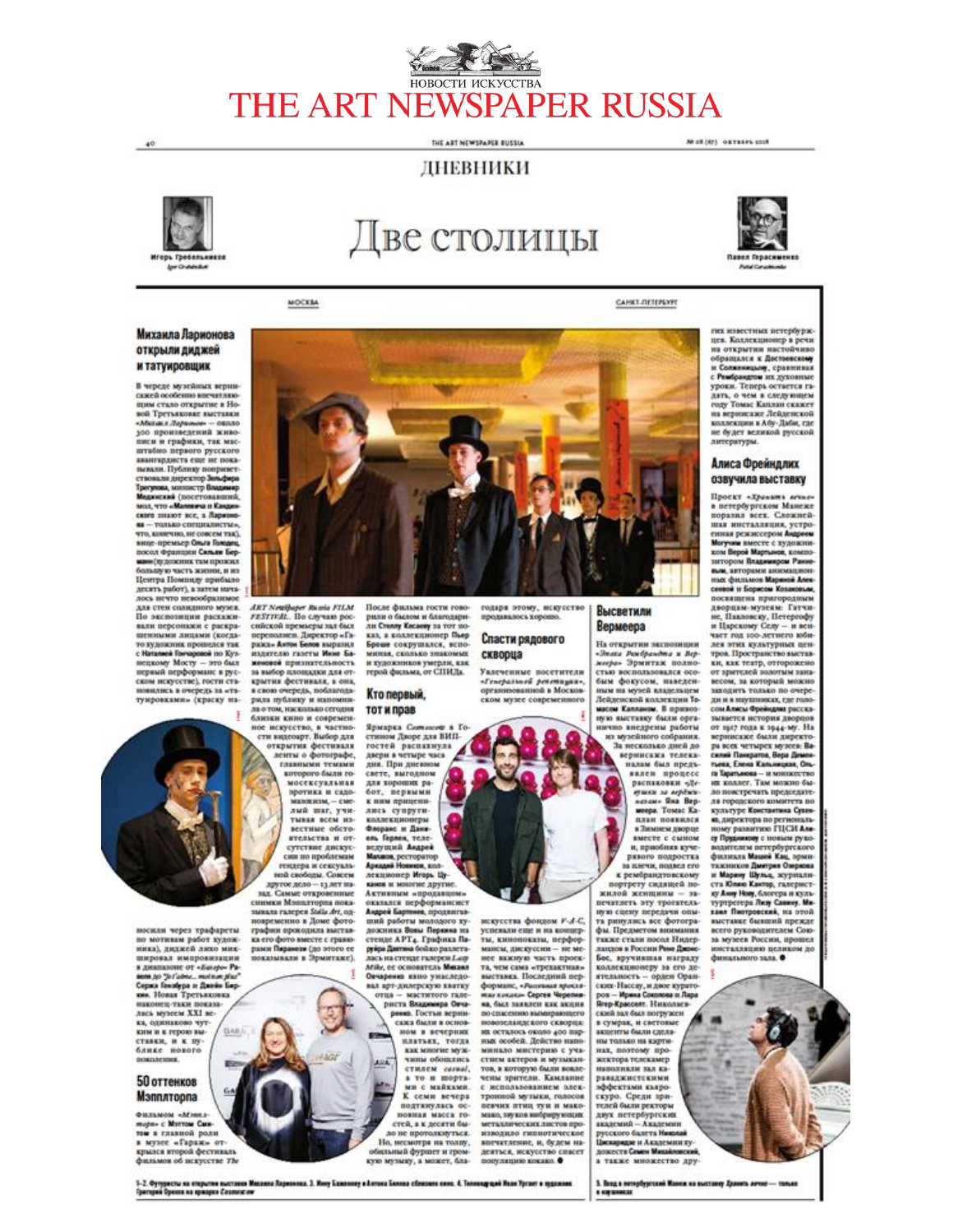# ДНЕВНИКИ

# Две столицы

Игорь Гребельников

Павел Герасименко

## МОСКВА

### Михаила Ларионова открыли диджей и татуировщик

В череде музейных вернисажей особенно впечатляющим стало открытие в Новой Третьяковке выставки *«Михаил Ларионов»* — около 300 произведений живописи и графики, так масштабно первого русского авангардиста еще не показывали. Публику поприветствовали директор **Зельфира Трегулова**, министр **Владимир Мединский** (посетовавший, мол, что «Малевича и Кандинского знают все, а Ларионова — только специалисты», что, конечно, не совсем так), вице-премьер **Ольга Голодец**, посол Франции **Сильви Берман** (художник там прожил большую часть жизни, и из Центра Помпиду прибыло десять работ), а затем началось нечто невообразимое для стен солидного музея. По экспозиции расхаживали персонажи с раскрашенными лицами (когда-то художник прошелся так с **Натальей Гончаровой** по Кузнецкому Мосту — это был первый перформанс в русском искусстве), гости становились в очередь за «татуировками» (краску наносили через трафареты по мотивам работ художника), диджей лихо микшировал импровизации в диапазоне от *«Болеро»* Равеля до *"Je t'aime... moi non plus"* **Сержа Генсбура** и **Джейн Биркин**. Новая Третьяковка наконец-таки показалась музеем XXI века, одинаково чуткой и к герою выставки, и к публике нового поколения.

### 50 оттенков Мэпплторпа

Фильмом *«Мэпплторп»* с **Мэттом Смитом** в главной роли в музее «Гараж» открылся второй фестиваль фильмов об искусстве *The ART Newspaper Russia FILM FESTIVAL*. По случаю российской премьеры зал был переполнен. Директор «Гаража» **Антон Белов** выразил издателю газеты **Инне Баженовой** признательность за выбор площадки для открытия фестиваля, а она, в свою очередь, поблагодарила публику и напомнила о том, насколько сегодня близки кино и современное искусство, в частности видеоарт. Выбор для открытия фестиваля ленты о фотографе, главными темами которого были гомосексуальная эротика и садомазохизм, — смелый шаг, учитывая всем известные обстоятельства и отсутствие дискуссии по проблемам гендера и сексуальной свободы. Совсем другое дело — 13 лет назад. Самые откровенные снимки Мэпплторпа показывала галерея *Stella Art*, одновременно в Доме фотографии проходила выставка его фото вместе с гравюрами **Пиранези** (до этого ее показывали в Эрмитаже). После фильма гости говорили о былом и благодарили **Стеллу Кесаеву** за тот показ, а коллекционер **Пьер Броше** сокрушался, вспоминая, сколько знакомых и художников умерли, как герой фильма, от СПИДа.

### Кто первый, тот и прав

Ярмарка *Cosmoscow* в Гостином Дворе для ВИП-гостей распахнула двери в четыре часа дня. При дневном свете, выгодном для хороших работ, первыми к ним прицениились супруги-коллекционеры **Флоранс и Даниэль Гелены**, телеведущий **Андрей Малахов**, ресторатор **Аркадий Новиков**, коллекционер **Игорь Цуканов** и многие другие. Активным «продавцом» оказался перформансист **Андрей Бартенев**, продвигавший работы молодого художника **Вовы Перкина** на стенде APT4. Графика **Пьера Дантна** бойко раскупалась на стенде галереи *Lazy Mike*, ее основатель **Михаил Овчаренко** явно унаследовал арт-дилерскую хватку отца — маститого галериста **Владимира Овчаренко**. Гостьи вернисажа были в основном в вечерних платьях, тогда как многие мужчины обошлись стилем *casual*, а то и шортами с майками. К семи вечера подтянулась основная масса гостей, а к десяти было не протолкнуться. Но, несмотря на толпу, обильный фуршет и громкую музыку, а может, благодаря этому, искусство продавалось хорошо.

### Спасти рядового скворца

Увлеченные посетители *«Генеральной репетиции»*, организованной в Московском музее современного искусства фондом *V-A-C*, успевали еще и на концерты, кинопоказы, перформансы, дискуссии — не менее важную часть проекта, чем сама «трехактная» выставка. Последний перформанс, *«Русская прокламация»* **Сергея Черепнина**, был заявлен как акция по спасению вымирающего новозеландского скворца: их осталось около 400 пар, особей. Действо напоминало мистерию с участием актеров и музыкантов, в которую были вовлечены зрители. Камлание с использованием электронной музыки, голосов певчих птиц туи и мако-мако, звуков вибрирующих металлических листов производило гипнотическое впечатление, и, будем надеяться, искусство спасет популяцию кокако.

1–2. Футуристы на открытии выставки Михаила Ларионова. 3. Инну Баженову и Антона Белова сблизило кино. 4. Телеведущий Иван Ургант и художник Григорий Орлов на ярмарке *Cosmoscow*

## САНКТ-ПЕТЕРБУРГ

### Высветили Вермеера

На открытии экспозиции *«Эпоха Рембрандта и Вермеера»* Эрмитаж полностью воспользовался особым фокусом, наведенным на музей владельцем Лейденской коллекции **Томасом Капланом**. В привозную выставку были органично внедрены работы из музейного собрания. За несколько дней до вернисажа телеканалам был представлен процесс распаковки *«Девушки за верджиналом»* **Яна Вермеера**. Томас Каплан появился в Зимнем дворце вместе с сыном и, приобняв кучерявого подростка за плечи, подвел его к рембрандтовскому портрету сидящей пожилой женщины — запечатлеть эту трогательную сцену передачи опыта ринулись все фотографы. Предметом внимания также стали посол Нидерландов в России **Рене Джонс-Бос**, вручившая награду коллекционеру за его деятельность — орден Оранских-Нассау, и двое кураторов — **Ирина Соколова** и **Лара Ягер-Крассент**. Николаевский зал был погружен в сумрак, и световые акценты были сделаны только на картинах, поэтому прожектора телекамер наполняли зал караваджистскими эффектами кьяроскуро. Среди зрителей были ректоры двух петербургских академий — Академии русского балета **Николай Цискаридзе** и Академии художеств **Семен Михайловский**, а также множество других известных петербуржцев. Коллекционер в речи на открытии настойчиво обращался к **Достоевскому** и **Солженицыну**, сравнивая с **Рембрандтом** их духовные уроки. Теперь остается гадать, о чем в следующем году Томас Каплан скажет на вернисаже Лейденской коллекции в Абу-Даби, где не будет великой русской литературы.

### Алиса Фрейндлих озвучила выставку

Проект *«Хранить вечно»* в петербургском Манеже поразил всех. Сложнейшая инсталляция, устроенная режиссером **Андреем Могучим** вместе с художником **Верой Мартыновой**, композитором **Владимиром Ранневым**, авторами анимационных фильмов **Мариной Алексеевой** и **Борисом Казаковым**, посвящена пригородным дворцам-музеям: Гатчине, Павловску, Петергофу и Царскому Селу — и венчает год 100-летнего юбилея этих культурных центров. Пространство выставки, как театр, отгорожено от зрителей золотым занавесом, за который можно заходить только по очереди и в наушниках, где голосом **Алисы Фрейндлих** рассказывается история дворцов от 1917 года к 1944-му. На вернисаже были директора всех четырех музеев: **Василий Панкратов, Вера Дементьева, Елена Кальницкая, Ольга Таратынова** — и множество их коллег. Там можно было повстречать председателя городского комитета по культуре **Константина Сухенко**, директора по региональному развитию ГЦСИ **Алису Прудникову** с новым руководителем петербургского филиала **Машей Кац**, эрмитажников **Дмитрия Озеркова** и **Марину Шульц**, журналиста **Юлию Кантор**, галериста **Анну Нову**, блогера и культуртрегера **Лизу Савину**. **Михаил Пиотровский**, на этой выставке бывший прежде всего руководителем Союза музеев России, прошел инсталляцию целиком до финального зала. ●

5. Вход в петербургский Манеж на выставку *Хранить вечно* — только в наушниках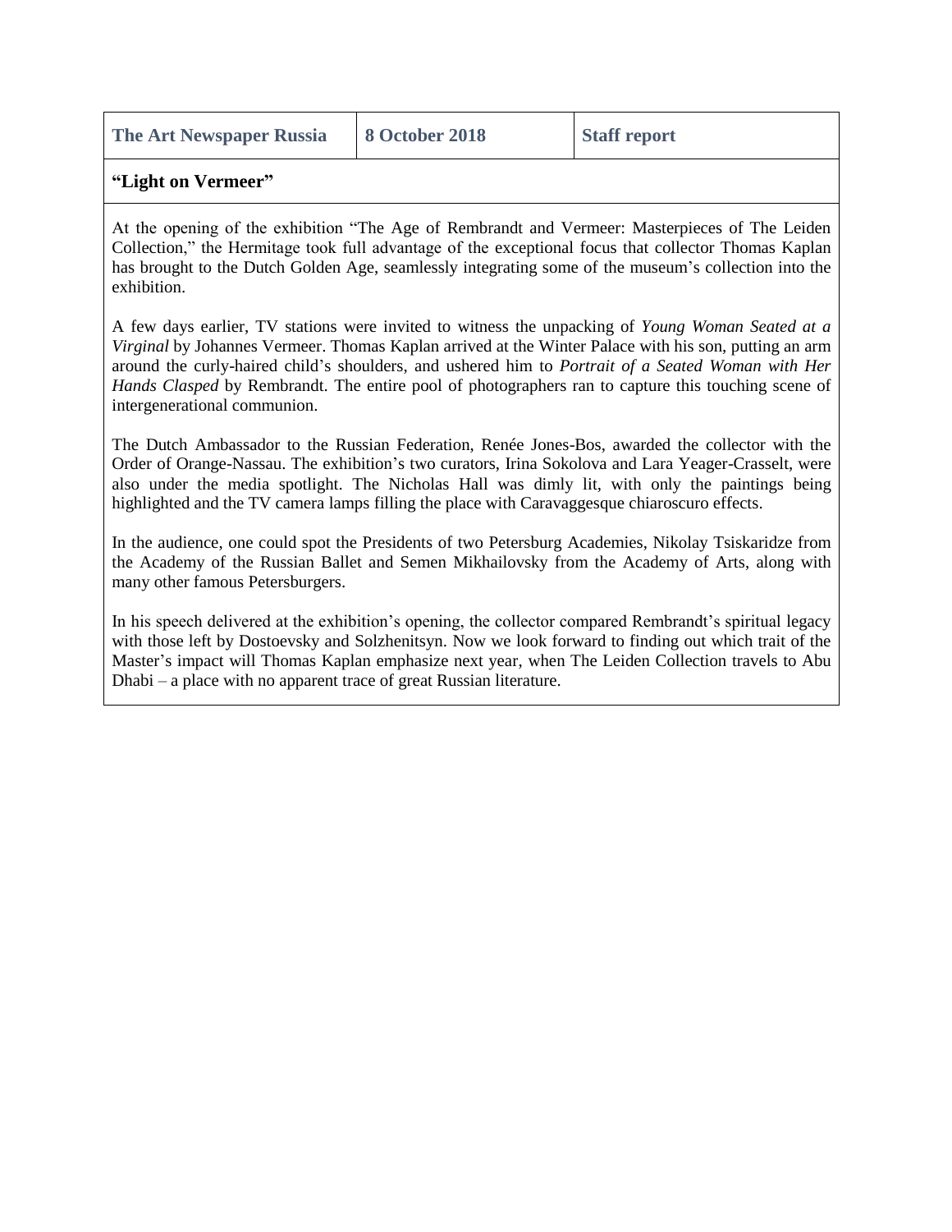| The Art Newspaper Russia | 8 October 2018 | Staff report |
| --- | --- | --- |

**"Light on Vermeer"**

At the opening of the exhibition "The Age of Rembrandt and Vermeer: Masterpieces of The Leiden Collection," the Hermitage took full advantage of the exceptional focus that collector Thomas Kaplan has brought to the Dutch Golden Age, seamlessly integrating some of the museum's collection into the exhibition.

A few days earlier, TV stations were invited to witness the unpacking of *Young Woman Seated at a Virginal* by Johannes Vermeer. Thomas Kaplan arrived at the Winter Palace with his son, putting an arm around the curly-haired child's shoulders, and ushered him to *Portrait of a Seated Woman with Her Hands Clasped* by Rembrandt. The entire pool of photographers ran to capture this touching scene of intergenerational communion.

The Dutch Ambassador to the Russian Federation, Renée Jones-Bos, awarded the collector with the Order of Orange-Nassau. The exhibition's two curators, Irina Sokolova and Lara Yeager-Crasselt, were also under the media spotlight. The Nicholas Hall was dimly lit, with only the paintings being highlighted and the TV camera lamps filling the place with Caravaggesque chiaroscuro effects.

In the audience, one could spot the Presidents of two Petersburg Academies, Nikolay Tsiskaridze from the Academy of the Russian Ballet and Semen Mikhailovsky from the Academy of Arts, along with many other famous Petersburgers.

In his speech delivered at the exhibition's opening, the collector compared Rembrandt's spiritual legacy with those left by Dostoevsky and Solzhenitsyn. Now we look forward to finding out which trait of the Master's impact will Thomas Kaplan emphasize next year, when The Leiden Collection travels to Abu Dhabi – a place with no apparent trace of great Russian literature.